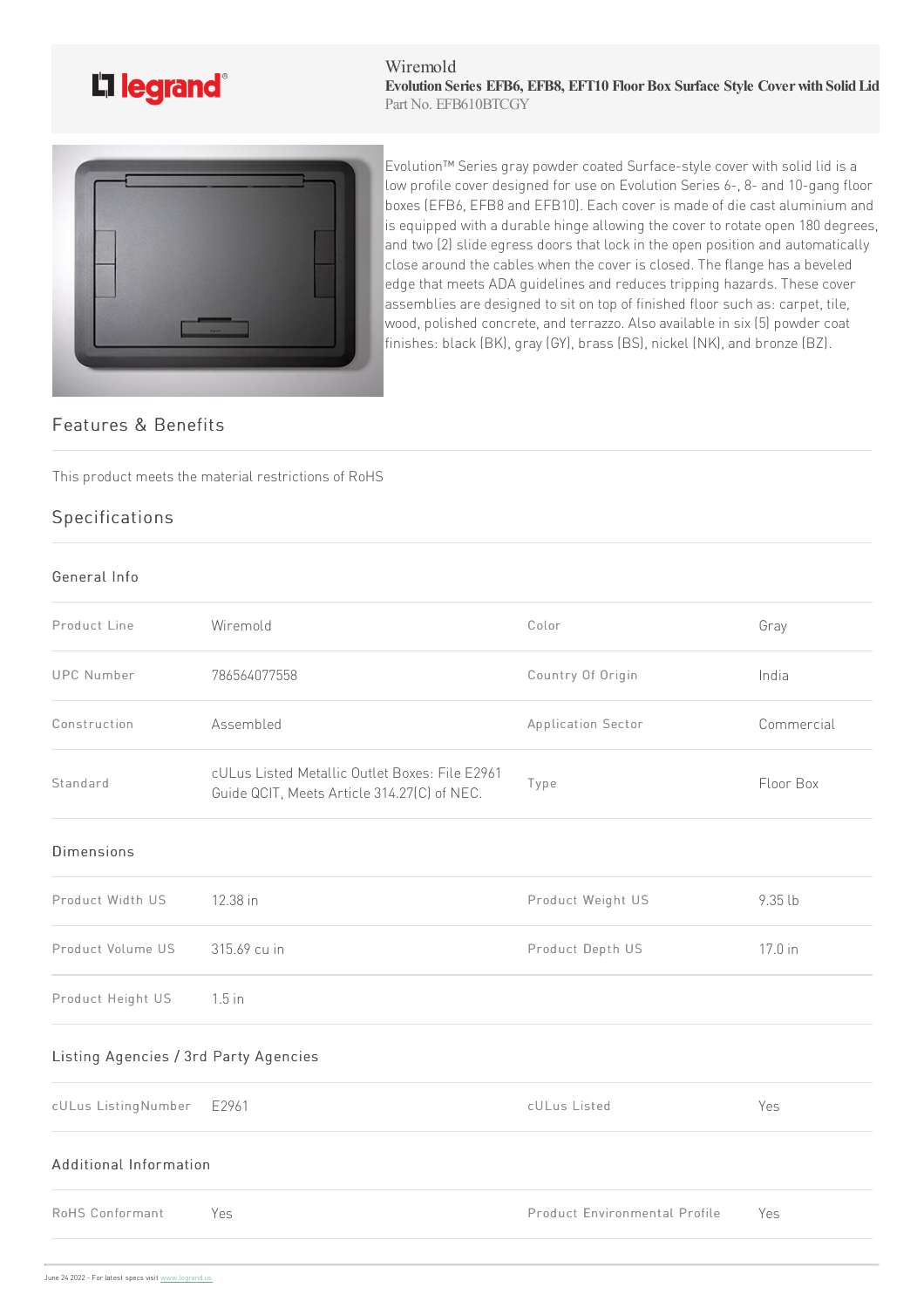Wiremold

**Evolution Series EFB6, EFB8, EFT10 Floor Box Surface Style Cover with Solid Lid**

Part No. EFB610BTCGY

Evolution™ Series gray powder coated Surface-style cover with solid lid is a low profile cover designed for use on Evolution Series 6-, 8- and 10-gang floor boxes (EFB6, EFB8 and EFB10). Each cover is made of die cast aluminium and is equipped with a durable hinge allowing the cover to rotate open 180 degrees, and two (2) slide egress doors that lock in the open position and automatically close around the cables when the cover is closed. The flange has a beveled edge that meets ADA guidelines and reduces tripping hazards. These cover assemblies are designed to sit on top of finished floor such as: carpet, tile, wood, polished concrete, and terrazzo. Also available in six (5) powder coat finishes: black (BK), gray (GY), brass (BS), nickel (NK), and bronze (BZ).

## Features & Benefits

This product meets the material restrictions of RoHS

## Specifications

### General Info

| | | | |
|---|---|---|---|
| Product Line | Wiremold | Color | Gray |
| UPC Number | 786564077558 | Country Of Origin | India |
| Construction | Assembled | Application Sector | Commercial |
| Standard | cULus Listed Metallic Outlet Boxes: File E2961 Guide QCIT, Meets Article 314.27(C) of NEC. | Type | Floor Box |

### Dimensions

| | | | |
|---|---|---|---|
| Product Width US | 12.38 in | Product Weight US | 9.35 lb |
| Product Volume US | 315.69 cu in | Product Depth US | 17.0 in |
| Product Height US | 1.5 in | | |

### Listing Agencies / 3rd Party Agencies

| | | | |
|---|---|---|---|
| cULus ListingNumber | E2961 | cULus Listed | Yes |

### Additional Information

| | | | |
|---|---|---|---|
| RoHS Conformant | Yes | Product Environmental Profile | Yes |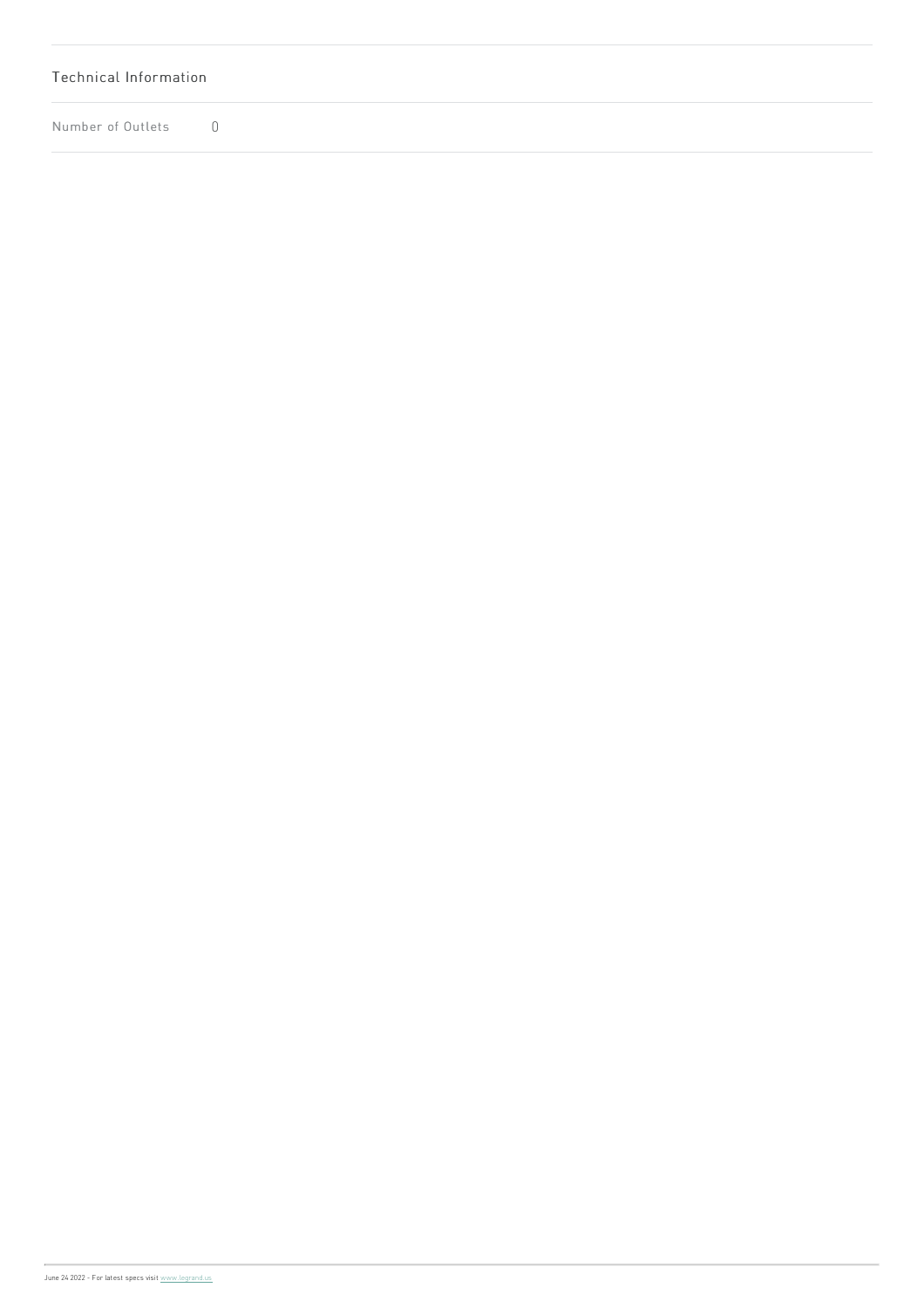## Technical Information

| | |
|---|---|
| Number of Outlets | 0 |